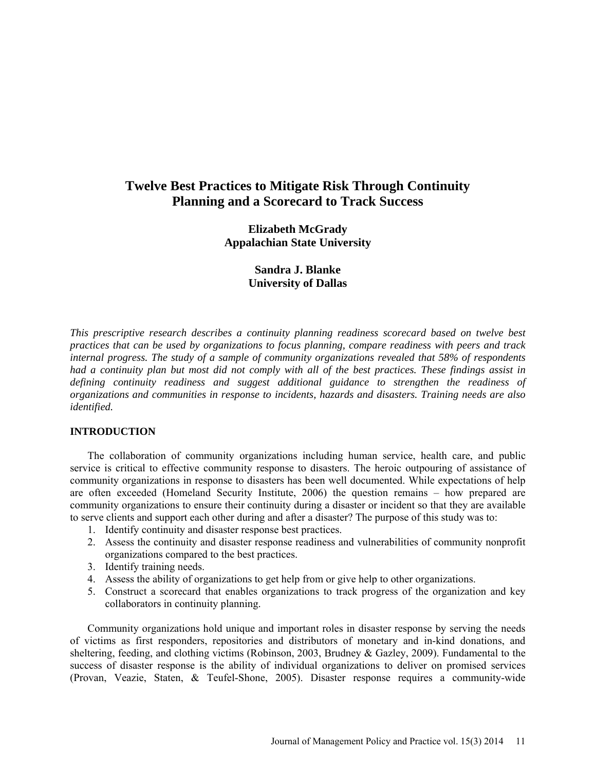# Twelve Best Practices to Mitigate Risk Through Continuity Planning and a Scorecard to Track Success

**Elizabeth McGrady**
**Appalachian State University**

**Sandra J. Blanke**
**University of Dallas**

*This prescriptive research describes a continuity planning readiness scorecard based on twelve best practices that can be used by organizations to focus planning, compare readiness with peers and track internal progress. The study of a sample of community organizations revealed that 58% of respondents had a continuity plan but most did not comply with all of the best practices. These findings assist in defining continuity readiness and suggest additional guidance to strengthen the readiness of organizations and communities in response to incidents, hazards and disasters. Training needs are also identified.*

## INTRODUCTION

The collaboration of community organizations including human service, health care, and public service is critical to effective community response to disasters. The heroic outpouring of assistance of community organizations in response to disasters has been well documented. While expectations of help are often exceeded (Homeland Security Institute, 2006) the question remains – how prepared are community organizations to ensure their continuity during a disaster or incident so that they are available to serve clients and support each other during and after a disaster? The purpose of this study was to:

1. Identify continuity and disaster response best practices.
2. Assess the continuity and disaster response readiness and vulnerabilities of community nonprofit organizations compared to the best practices.
3. Identify training needs.
4. Assess the ability of organizations to get help from or give help to other organizations.
5. Construct a scorecard that enables organizations to track progress of the organization and key collaborators in continuity planning.

Community organizations hold unique and important roles in disaster response by serving the needs of victims as first responders, repositories and distributors of monetary and in-kind donations, and sheltering, feeding, and clothing victims (Robinson, 2003, Brudney & Gazley, 2009). Fundamental to the success of disaster response is the ability of individual organizations to deliver on promised services (Provan, Veazie, Staten, & Teufel-Shone, 2005). Disaster response requires a community-wide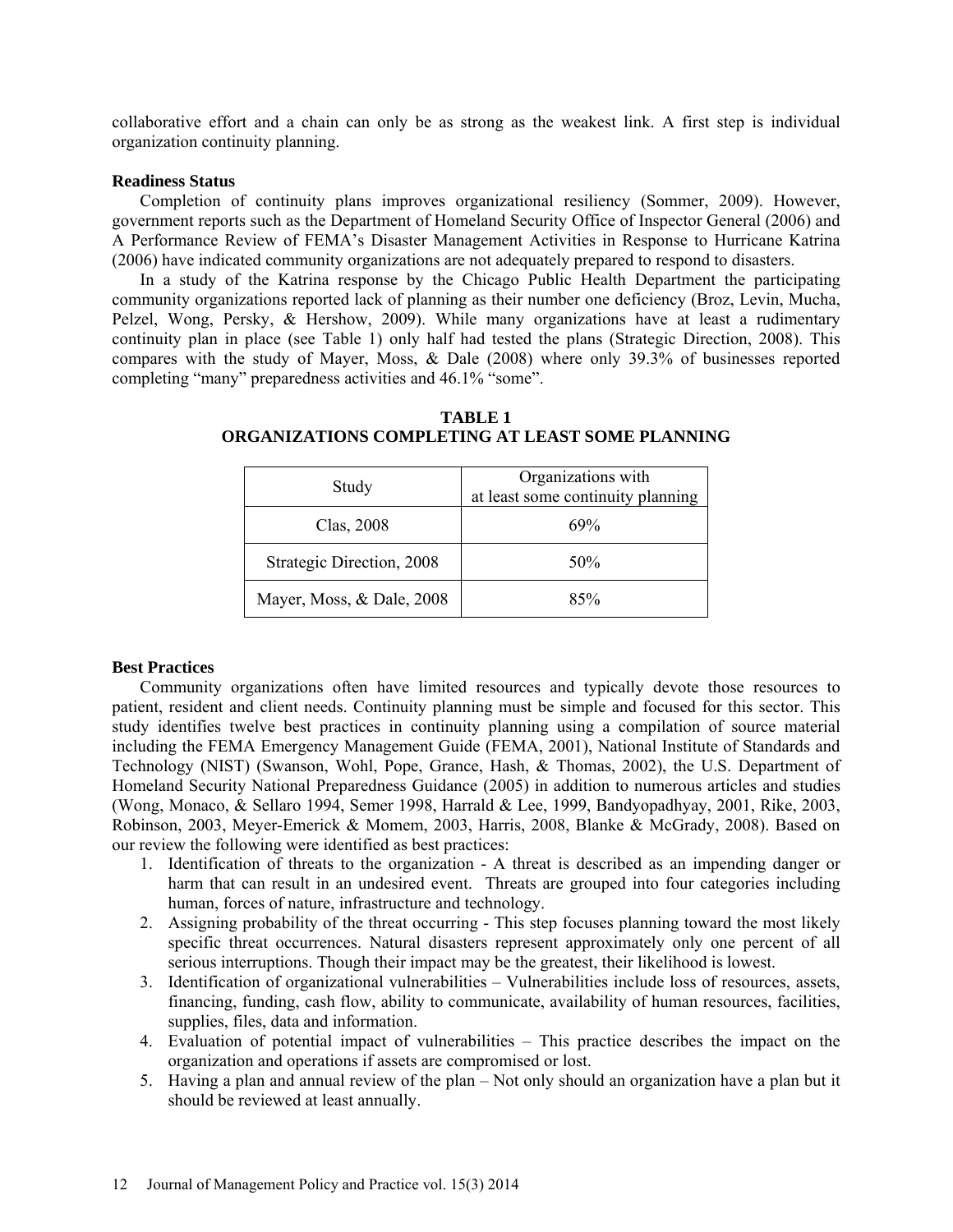collaborative effort and a chain can only be as strong as the weakest link. A first step is individual organization continuity planning.

**Readiness Status**

Completion of continuity plans improves organizational resiliency (Sommer, 2009). However, government reports such as the Department of Homeland Security Office of Inspector General (2006) and A Performance Review of FEMA's Disaster Management Activities in Response to Hurricane Katrina (2006) have indicated community organizations are not adequately prepared to respond to disasters.

In a study of the Katrina response by the Chicago Public Health Department the participating community organizations reported lack of planning as their number one deficiency (Broz, Levin, Mucha, Pelzel, Wong, Persky, & Hershow, 2009). While many organizations have at least a rudimentary continuity plan in place (see Table 1) only half had tested the plans (Strategic Direction, 2008). This compares with the study of Mayer, Moss, & Dale (2008) where only 39.3% of businesses reported completing "many" preparedness activities and 46.1% "some".

**TABLE 1**
**ORGANIZATIONS COMPLETING AT LEAST SOME PLANNING**

| Study | Organizations with at least some continuity planning |
|---|---|
| Clas, 2008 | 69% |
| Strategic Direction, 2008 | 50% |
| Mayer, Moss, & Dale, 2008 | 85% |

**Best Practices**

Community organizations often have limited resources and typically devote those resources to patient, resident and client needs. Continuity planning must be simple and focused for this sector. This study identifies twelve best practices in continuity planning using a compilation of source material including the FEMA Emergency Management Guide (FEMA, 2001), National Institute of Standards and Technology (NIST) (Swanson, Wohl, Pope, Grance, Hash, & Thomas, 2002), the U.S. Department of Homeland Security National Preparedness Guidance (2005) in addition to numerous articles and studies (Wong, Monaco, & Sellaro 1994, Semer 1998, Harrald & Lee, 1999, Bandyopadhyay, 2001, Rike, 2003, Robinson, 2003, Meyer-Emerick & Momem, 2003, Harris, 2008, Blanke & McGrady, 2008). Based on our review the following were identified as best practices:

1. Identification of threats to the organization - A threat is described as an impending danger or harm that can result in an undesired event. Threats are grouped into four categories including human, forces of nature, infrastructure and technology.
2. Assigning probability of the threat occurring - This step focuses planning toward the most likely specific threat occurrences. Natural disasters represent approximately only one percent of all serious interruptions. Though their impact may be the greatest, their likelihood is lowest.
3. Identification of organizational vulnerabilities – Vulnerabilities include loss of resources, assets, financing, funding, cash flow, ability to communicate, availability of human resources, facilities, supplies, files, data and information.
4. Evaluation of potential impact of vulnerabilities – This practice describes the impact on the organization and operations if assets are compromised or lost.
5. Having a plan and annual review of the plan – Not only should an organization have a plan but it should be reviewed at least annually.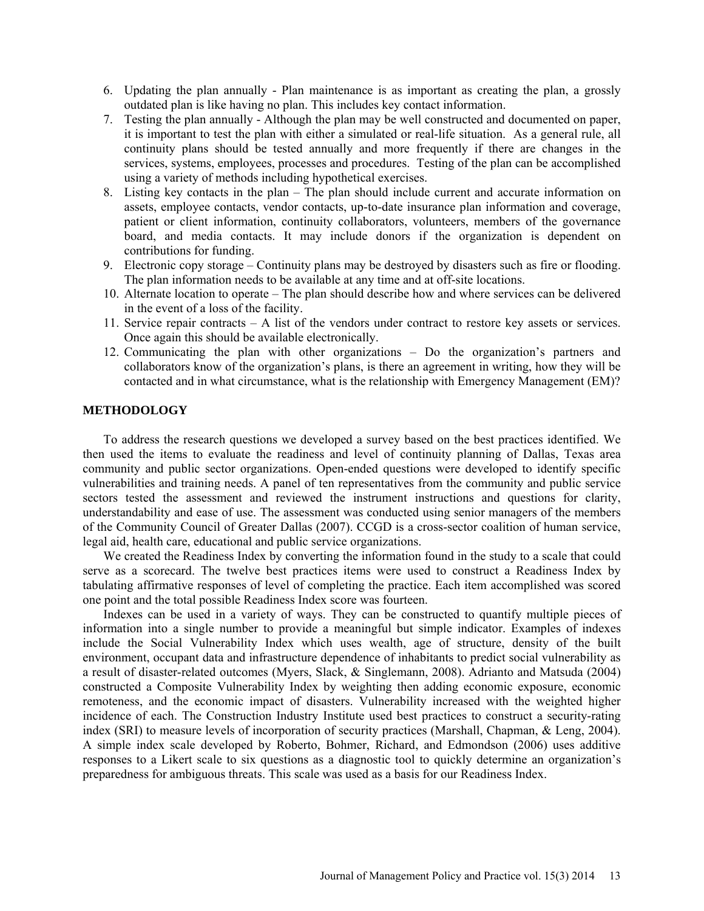6. Updating the plan annually - Plan maintenance is as important as creating the plan, a grossly outdated plan is like having no plan. This includes key contact information.
7. Testing the plan annually - Although the plan may be well constructed and documented on paper, it is important to test the plan with either a simulated or real-life situation. As a general rule, all continuity plans should be tested annually and more frequently if there are changes in the services, systems, employees, processes and procedures. Testing of the plan can be accomplished using a variety of methods including hypothetical exercises.
8. Listing key contacts in the plan – The plan should include current and accurate information on assets, employee contacts, vendor contacts, up-to-date insurance plan information and coverage, patient or client information, continuity collaborators, volunteers, members of the governance board, and media contacts. It may include donors if the organization is dependent on contributions for funding.
9. Electronic copy storage – Continuity plans may be destroyed by disasters such as fire or flooding. The plan information needs to be available at any time and at off-site locations.
10. Alternate location to operate – The plan should describe how and where services can be delivered in the event of a loss of the facility.
11. Service repair contracts – A list of the vendors under contract to restore key assets or services. Once again this should be available electronically.
12. Communicating the plan with other organizations – Do the organization's partners and collaborators know of the organization's plans, is there an agreement in writing, how they will be contacted and in what circumstance, what is the relationship with Emergency Management (EM)?

## METHODOLOGY

To address the research questions we developed a survey based on the best practices identified. We then used the items to evaluate the readiness and level of continuity planning of Dallas, Texas area community and public sector organizations. Open-ended questions were developed to identify specific vulnerabilities and training needs. A panel of ten representatives from the community and public service sectors tested the assessment and reviewed the instrument instructions and questions for clarity, understandability and ease of use. The assessment was conducted using senior managers of the members of the Community Council of Greater Dallas (2007). CCGD is a cross-sector coalition of human service, legal aid, health care, educational and public service organizations.

We created the Readiness Index by converting the information found in the study to a scale that could serve as a scorecard. The twelve best practices items were used to construct a Readiness Index by tabulating affirmative responses of level of completing the practice. Each item accomplished was scored one point and the total possible Readiness Index score was fourteen.

Indexes can be used in a variety of ways. They can be constructed to quantify multiple pieces of information into a single number to provide a meaningful but simple indicator. Examples of indexes include the Social Vulnerability Index which uses wealth, age of structure, density of the built environment, occupant data and infrastructure dependence of inhabitants to predict social vulnerability as a result of disaster-related outcomes (Myers, Slack, & Singlemann, 2008). Adrianto and Matsuda (2004) constructed a Composite Vulnerability Index by weighting then adding economic exposure, economic remoteness, and the economic impact of disasters. Vulnerability increased with the weighted higher incidence of each. The Construction Industry Institute used best practices to construct a security-rating index (SRI) to measure levels of incorporation of security practices (Marshall, Chapman, & Leng, 2004). A simple index scale developed by Roberto, Bohmer, Richard, and Edmondson (2006) uses additive responses to a Likert scale to six questions as a diagnostic tool to quickly determine an organization's preparedness for ambiguous threats. This scale was used as a basis for our Readiness Index.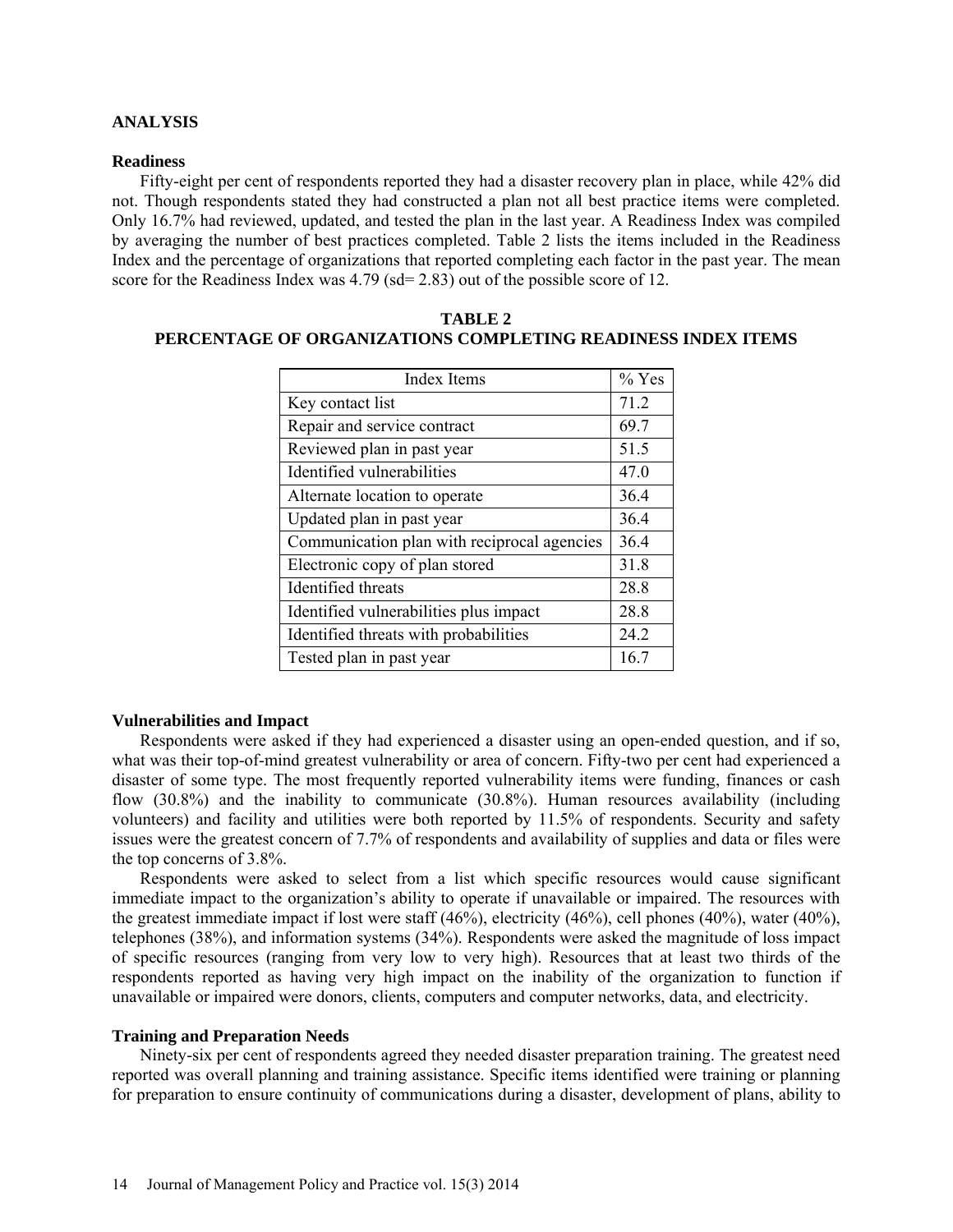## ANALYSIS

### Readiness

Fifty-eight per cent of respondents reported they had a disaster recovery plan in place, while 42% did not. Though respondents stated they had constructed a plan not all best practice items were completed. Only 16.7% had reviewed, updated, and tested the plan in the last year. A Readiness Index was compiled by averaging the number of best practices completed. Table 2 lists the items included in the Readiness Index and the percentage of organizations that reported completing each factor in the past year. The mean score for the Readiness Index was 4.79 (sd= 2.83) out of the possible score of 12.

**TABLE 2**
**PERCENTAGE OF ORGANIZATIONS COMPLETING READINESS INDEX ITEMS**

| Index Items | % Yes |
|---|---|
| Key contact list | 71.2 |
| Repair and service contract | 69.7 |
| Reviewed plan in past year | 51.5 |
| Identified vulnerabilities | 47.0 |
| Alternate location to operate | 36.4 |
| Updated plan in past year | 36.4 |
| Communication plan with reciprocal agencies | 36.4 |
| Electronic copy of plan stored | 31.8 |
| Identified threats | 28.8 |
| Identified vulnerabilities plus impact | 28.8 |
| Identified threats with probabilities | 24.2 |
| Tested plan in past year | 16.7 |

### Vulnerabilities and Impact

Respondents were asked if they had experienced a disaster using an open-ended question, and if so, what was their top-of-mind greatest vulnerability or area of concern. Fifty-two per cent had experienced a disaster of some type. The most frequently reported vulnerability items were funding, finances or cash flow (30.8%) and the inability to communicate (30.8%). Human resources availability (including volunteers) and facility and utilities were both reported by 11.5% of respondents. Security and safety issues were the greatest concern of 7.7% of respondents and availability of supplies and data or files were the top concerns of 3.8%.

Respondents were asked to select from a list which specific resources would cause significant immediate impact to the organization's ability to operate if unavailable or impaired. The resources with the greatest immediate impact if lost were staff (46%), electricity (46%), cell phones (40%), water (40%), telephones (38%), and information systems (34%). Respondents were asked the magnitude of loss impact of specific resources (ranging from very low to very high). Resources that at least two thirds of the respondents reported as having very high impact on the inability of the organization to function if unavailable or impaired were donors, clients, computers and computer networks, data, and electricity.

### Training and Preparation Needs

Ninety-six per cent of respondents agreed they needed disaster preparation training. The greatest need reported was overall planning and training assistance. Specific items identified were training or planning for preparation to ensure continuity of communications during a disaster, development of plans, ability to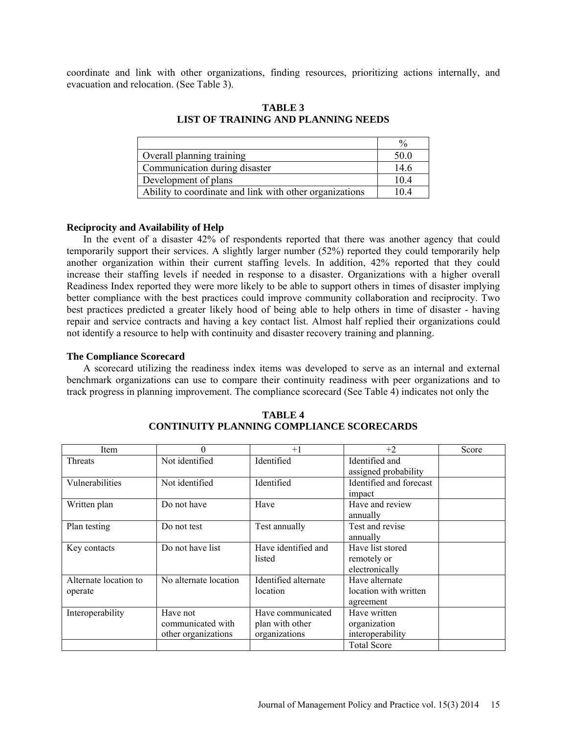coordinate and link with other organizations, finding resources, prioritizing actions internally, and evacuation and relocation. (See Table 3).

**TABLE 3**
**LIST OF TRAINING AND PLANNING NEEDS**

| | % |
|---|---|
| Overall planning training | 50.0 |
| Communication during disaster | 14.6 |
| Development of plans | 10.4 |
| Ability to coordinate and link with other organizations | 10.4 |

### Reciprocity and Availability of Help

In the event of a disaster 42% of respondents reported that there was another agency that could temporarily support their services. A slightly larger number (52%) reported they could temporarily help another organization within their current staffing levels. In addition, 42% reported that they could increase their staffing levels if needed in response to a disaster. Organizations with a higher overall Readiness Index reported they were more likely to be able to support others in times of disaster implying better compliance with the best practices could improve community collaboration and reciprocity. Two best practices predicted a greater likely hood of being able to help others in time of disaster - having repair and service contracts and having a key contact list. Almost half replied their organizations could not identify a resource to help with continuity and disaster recovery training and planning.

### The Compliance Scorecard

A scorecard utilizing the readiness index items was developed to serve as an internal and external benchmark organizations can use to compare their continuity readiness with peer organizations and to track progress in planning improvement. The compliance scorecard (See Table 4) indicates not only the

**TABLE 4**
**CONTINUITY PLANNING COMPLIANCE SCORECARDS**

| Item | 0 | +1 | +2 | Score |
|---|---|---|---|---|
| Threats | Not identified | Identified | Identified and assigned probability | |
| Vulnerabilities | Not identified | Identified | Identified and forecast impact | |
| Written plan | Do not have | Have | Have and review annually | |
| Plan testing | Do not test | Test annually | Test and revise annually | |
| Key contacts | Do not have list | Have identified and listed | Have list stored remotely or electronically | |
| Alternate location to operate | No alternate location | Identified alternate location | Have alternate location with written agreement | |
| Interoperability | Have not communicated with other organizations | Have communicated plan with other organizations | Have written organization interoperability | |
| | | | Total Score | |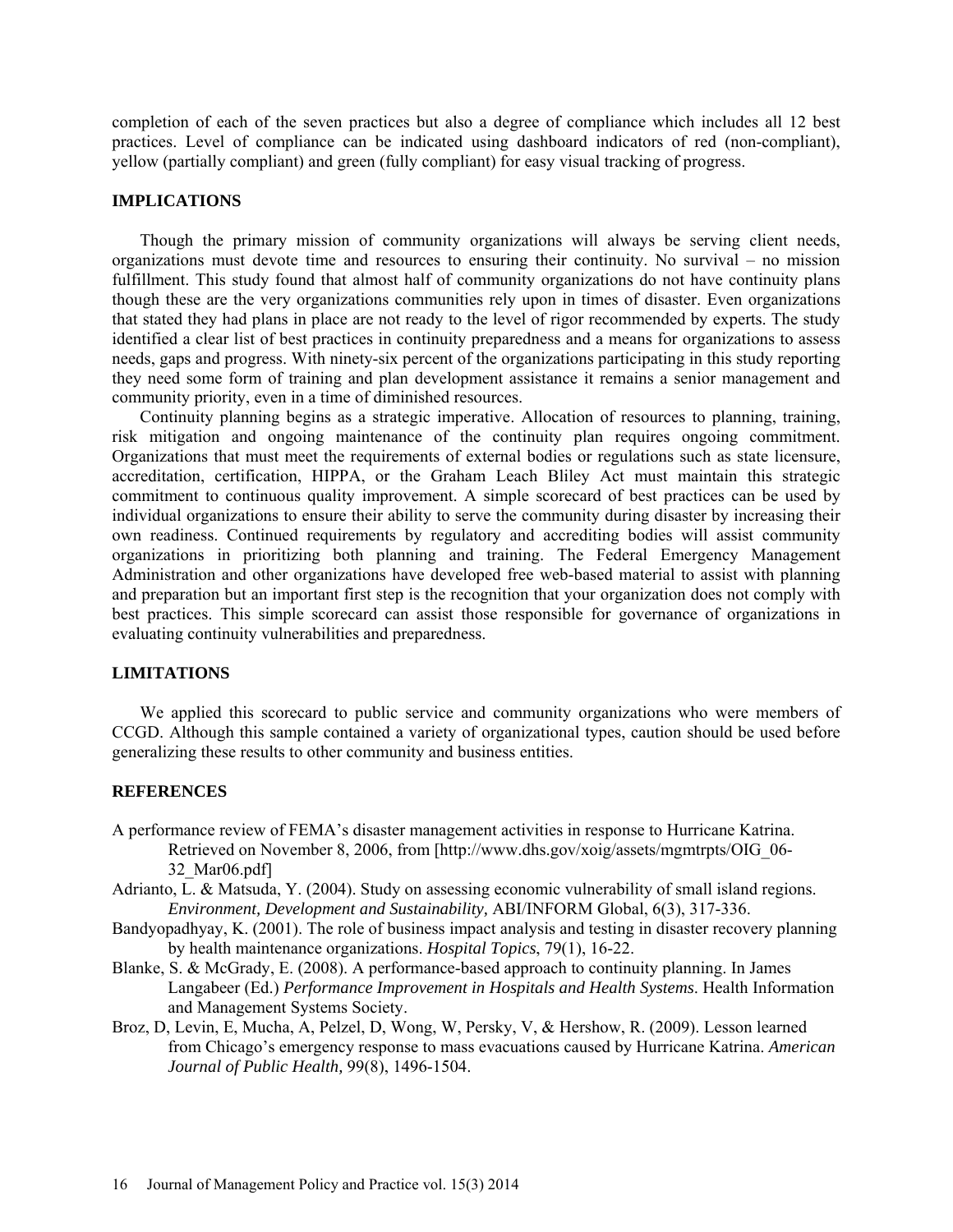completion of each of the seven practices but also a degree of compliance which includes all 12 best practices. Level of compliance can be indicated using dashboard indicators of red (non-compliant), yellow (partially compliant) and green (fully compliant) for easy visual tracking of progress.

## IMPLICATIONS

Though the primary mission of community organizations will always be serving client needs, organizations must devote time and resources to ensuring their continuity. No survival – no mission fulfillment. This study found that almost half of community organizations do not have continuity plans though these are the very organizations communities rely upon in times of disaster. Even organizations that stated they had plans in place are not ready to the level of rigor recommended by experts. The study identified a clear list of best practices in continuity preparedness and a means for organizations to assess needs, gaps and progress. With ninety-six percent of the organizations participating in this study reporting they need some form of training and plan development assistance it remains a senior management and community priority, even in a time of diminished resources.

Continuity planning begins as a strategic imperative. Allocation of resources to planning, training, risk mitigation and ongoing maintenance of the continuity plan requires ongoing commitment. Organizations that must meet the requirements of external bodies or regulations such as state licensure, accreditation, certification, HIPPA, or the Graham Leach Bliley Act must maintain this strategic commitment to continuous quality improvement. A simple scorecard of best practices can be used by individual organizations to ensure their ability to serve the community during disaster by increasing their own readiness. Continued requirements by regulatory and accrediting bodies will assist community organizations in prioritizing both planning and training. The Federal Emergency Management Administration and other organizations have developed free web-based material to assist with planning and preparation but an important first step is the recognition that your organization does not comply with best practices. This simple scorecard can assist those responsible for governance of organizations in evaluating continuity vulnerabilities and preparedness.

## LIMITATIONS

We applied this scorecard to public service and community organizations who were members of CCGD. Although this sample contained a variety of organizational types, caution should be used before generalizing these results to other community and business entities.

## REFERENCES

A performance review of FEMA's disaster management activities in response to Hurricane Katrina. Retrieved on November 8, 2006, from [http://www.dhs.gov/xoig/assets/mgmtrpts/OIG_06-32_Mar06.pdf]

Adrianto, L. & Matsuda, Y. (2004). Study on assessing economic vulnerability of small island regions. *Environment, Development and Sustainability,* ABI/INFORM Global, 6(3), 317-336.

Bandyopadhyay, K. (2001). The role of business impact analysis and testing in disaster recovery planning by health maintenance organizations. *Hospital Topics*, 79(1), 16-22.

Blanke, S. & McGrady, E. (2008). A performance-based approach to continuity planning. In James Langabeer (Ed.) *Performance Improvement in Hospitals and Health Systems*. Health Information and Management Systems Society.

Broz, D, Levin, E, Mucha, A, Pelzel, D, Wong, W, Persky, V, & Hershow, R. (2009). Lesson learned from Chicago's emergency response to mass evacuations caused by Hurricane Katrina. *American Journal of Public Health,* 99(8), 1496-1504.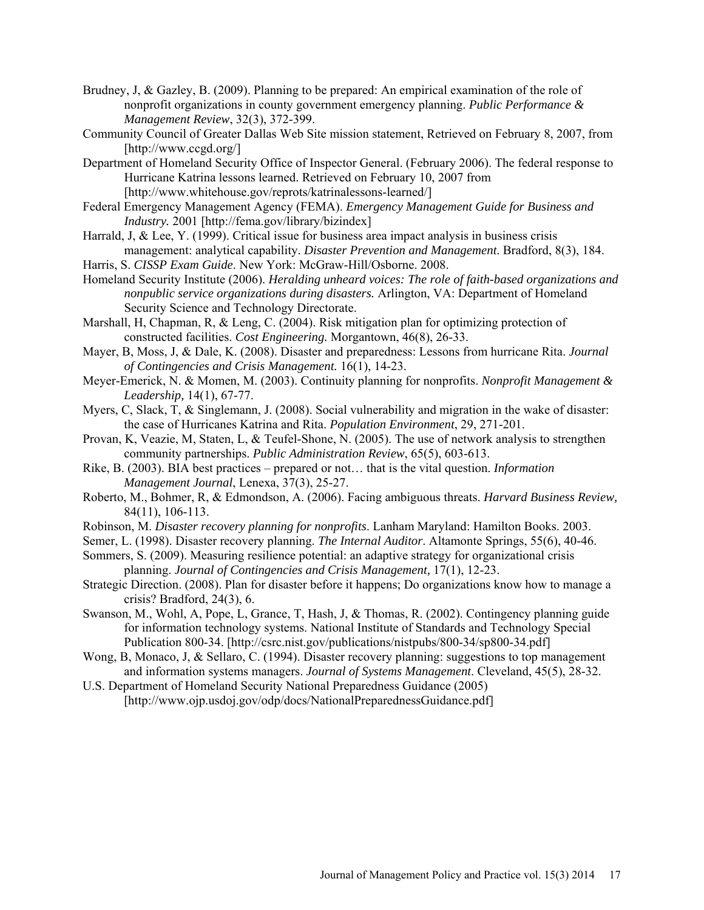Brudney, J, & Gazley, B. (2009). Planning to be prepared: An empirical examination of the role of nonprofit organizations in county government emergency planning. *Public Performance & Management Review*, 32(3), 372-399.

Community Council of Greater Dallas Web Site mission statement, Retrieved on February 8, 2007, from [http://www.ccgd.org/]

Department of Homeland Security Office of Inspector General. (February 2006). The federal response to Hurricane Katrina lessons learned. Retrieved on February 10, 2007 from [http://www.whitehouse.gov/reprots/katrinalessons-learned/]

Federal Emergency Management Agency (FEMA). *Emergency Management Guide for Business and Industry.* 2001 [http://fema.gov/library/bizindex]

Harrald, J, & Lee, Y. (1999). Critical issue for business area impact analysis in business crisis management: analytical capability. *Disaster Prevention and Management*. Bradford, 8(3), 184.

Harris, S. *CISSP Exam Guide*. New York: McGraw-Hill/Osborne. 2008.

Homeland Security Institute (2006). *Heralding unheard voices: The role of faith-based organizations and nonpublic service organizations during disasters.* Arlington, VA: Department of Homeland Security Science and Technology Directorate.

Marshall, H, Chapman, R, & Leng, C. (2004). Risk mitigation plan for optimizing protection of constructed facilities. *Cost Engineering.* Morgantown, 46(8), 26-33.

Mayer, B, Moss, J, & Dale, K. (2008). Disaster and preparedness: Lessons from hurricane Rita. *Journal of Contingencies and Crisis Management.* 16(1), 14-23.

Meyer-Emerick, N. & Momen, M. (2003). Continuity planning for nonprofits. *Nonprofit Management & Leadership,* 14(1), 67-77.

Myers, C, Slack, T, & Singlemann, J. (2008). Social vulnerability and migration in the wake of disaster: the case of Hurricanes Katrina and Rita. *Population Environment*, 29, 271-201.

Provan, K, Veazie, M, Staten, L, & Teufel-Shone, N. (2005). The use of network analysis to strengthen community partnerships. *Public Administration Review*, 65(5), 603-613.

Rike, B. (2003). BIA best practices – prepared or not… that is the vital question. *Information Management Journal*, Lenexa, 37(3), 25-27.

Roberto, M., Bohmer, R, & Edmondson, A. (2006). Facing ambiguous threats. *Harvard Business Review,* 84(11), 106-113.

Robinson, M. *Disaster recovery planning for nonprofits*. Lanham Maryland: Hamilton Books. 2003.

Semer, L. (1998). Disaster recovery planning. *The Internal Auditor*. Altamonte Springs, 55(6), 40-46.

Sommers, S. (2009). Measuring resilience potential: an adaptive strategy for organizational crisis planning. *Journal of Contingencies and Crisis Management,* 17(1), 12-23.

Strategic Direction. (2008). Plan for disaster before it happens; Do organizations know how to manage a crisis? Bradford, 24(3), 6.

Swanson, M., Wohl, A, Pope, L, Grance, T, Hash, J, & Thomas, R. (2002). Contingency planning guide for information technology systems. National Institute of Standards and Technology Special Publication 800-34. [http://csrc.nist.gov/publications/nistpubs/800-34/sp800-34.pdf]

Wong, B, Monaco, J, & Sellaro, C. (1994). Disaster recovery planning: suggestions to top management and information systems managers. *Journal of Systems Management*. Cleveland, 45(5), 28-32.

U.S. Department of Homeland Security National Preparedness Guidance (2005) [http://www.ojp.usdoj.gov/odp/docs/NationalPreparednessGuidance.pdf]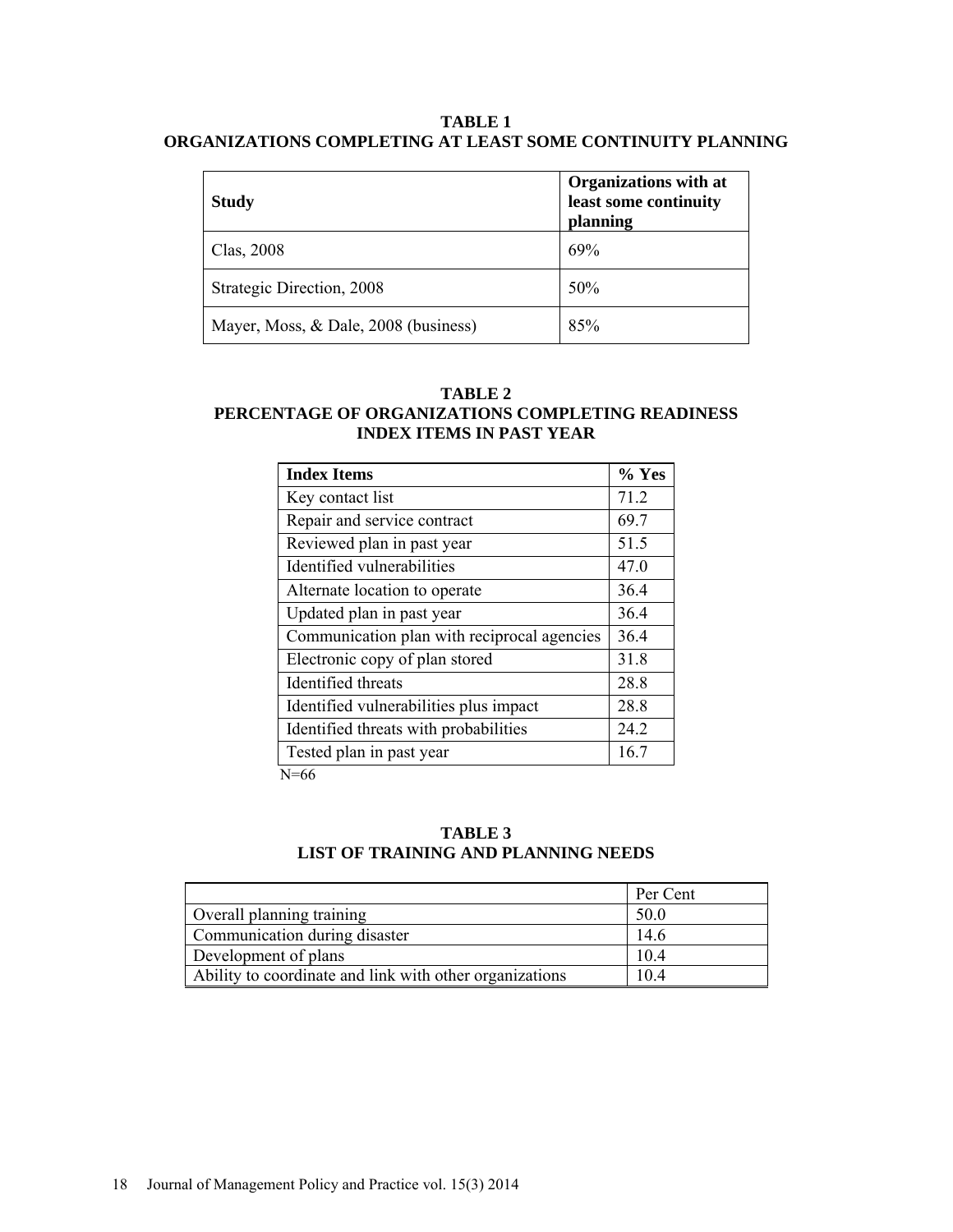**TABLE 1**
**ORGANIZATIONS COMPLETING AT LEAST SOME CONTINUITY PLANNING**

| Study | Organizations with at least some continuity planning |
|---|---|
| Clas, 2008 | 69% |
| Strategic Direction, 2008 | 50% |
| Mayer, Moss, & Dale, 2008 (business) | 85% |

**TABLE 2**
**PERCENTAGE OF ORGANIZATIONS COMPLETING READINESS INDEX ITEMS IN PAST YEAR**

| Index Items | % Yes |
|---|---|
| Key contact list | 71.2 |
| Repair and service contract | 69.7 |
| Reviewed plan in past year | 51.5 |
| Identified vulnerabilities | 47.0 |
| Alternate location to operate | 36.4 |
| Updated plan in past year | 36.4 |
| Communication plan with reciprocal agencies | 36.4 |
| Electronic copy of plan stored | 31.8 |
| Identified threats | 28.8 |
| Identified vulnerabilities plus impact | 28.8 |
| Identified threats with probabilities | 24.2 |
| Tested plan in past year | 16.7 |

N=66

**TABLE 3**
**LIST OF TRAINING AND PLANNING NEEDS**

| | Per Cent |
|---|---|
| Overall planning training | 50.0 |
| Communication during disaster | 14.6 |
| Development of plans | 10.4 |
| Ability to coordinate and link with other organizations | 10.4 |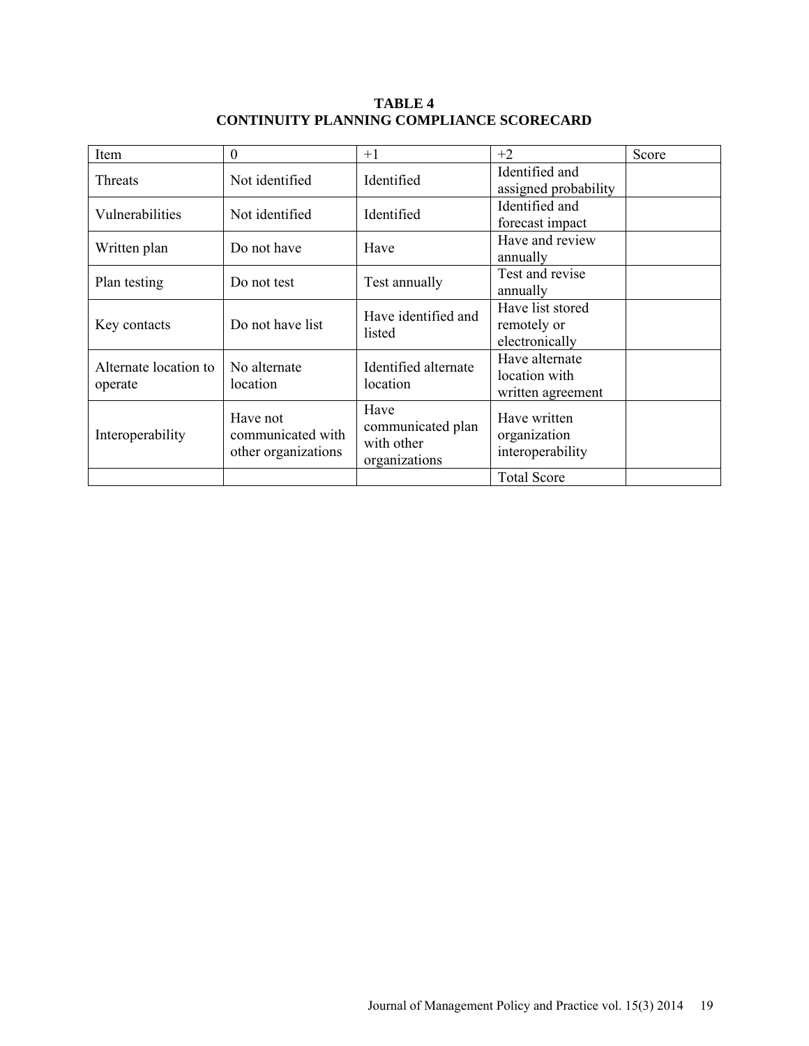**TABLE 4**
**CONTINUITY PLANNING COMPLIANCE SCORECARD**

| Item | 0 | +1 | +2 | Score |
|---|---|---|---|---|
| Threats | Not identified | Identified | Identified and assigned probability | |
| Vulnerabilities | Not identified | Identified | Identified and forecast impact | |
| Written plan | Do not have | Have | Have and review annually | |
| Plan testing | Do not test | Test annually | Test and revise annually | |
| Key contacts | Do not have list | Have identified and listed | Have list stored remotely or electronically | |
| Alternate location to operate | No alternate location | Identified alternate location | Have alternate location with written agreement | |
| Interoperability | Have not communicated with other organizations | Have communicated plan with other organizations | Have written organization interoperability | |
| | | | Total Score | |